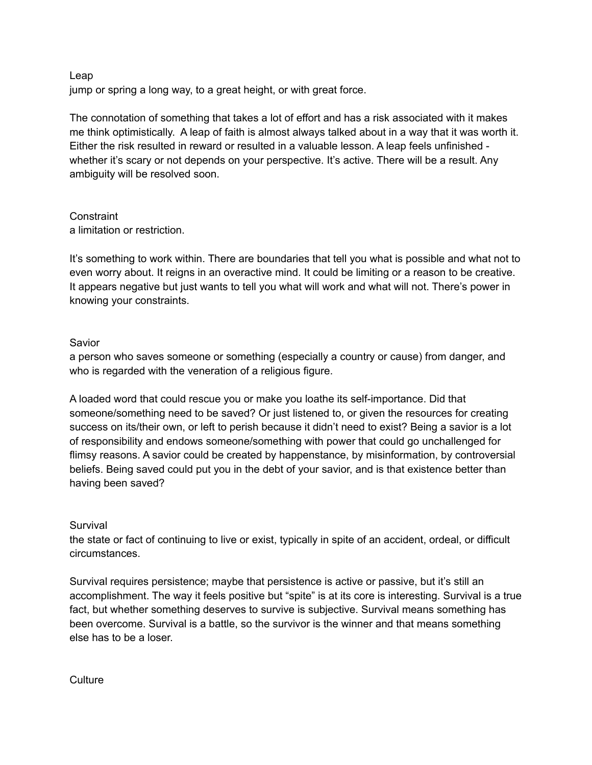Leap
jump or spring a long way, to a great height, or with great force.

The connotation of something that takes a lot of effort and has a risk associated with it makes me think optimistically.  A leap of faith is almost always talked about in a way that it was worth it. Either the risk resulted in reward or resulted in a valuable lesson. A leap feels unfinished - whether it's scary or not depends on your perspective. It's active. There will be a result. Any ambiguity will be resolved soon.

Constraint
a limitation or restriction.

It's something to work within. There are boundaries that tell you what is possible and what not to even worry about. It reigns in an overactive mind. It could be limiting or a reason to be creative. It appears negative but just wants to tell you what will work and what will not. There's power in knowing your constraints.

Savior
a person who saves someone or something (especially a country or cause) from danger, and who is regarded with the veneration of a religious figure.

A loaded word that could rescue you or make you loathe its self-importance. Did that someone/something need to be saved? Or just listened to, or given the resources for creating success on its/their own, or left to perish because it didn't need to exist? Being a savior is a lot of responsibility and endows someone/something with power that could go unchallenged for flimsy reasons. A savior could be created by happenstance, by misinformation, by controversial beliefs. Being saved could put you in the debt of your savior, and is that existence better than having been saved?

Survival
the state or fact of continuing to live or exist, typically in spite of an accident, ordeal, or difficult circumstances.

Survival requires persistence; maybe that persistence is active or passive, but it's still an accomplishment. The way it feels positive but "spite" is at its core is interesting. Survival is a true fact, but whether something deserves to survive is subjective. Survival means something has been overcome. Survival is a battle, so the survivor is the winner and that means something else has to be a loser.

Culture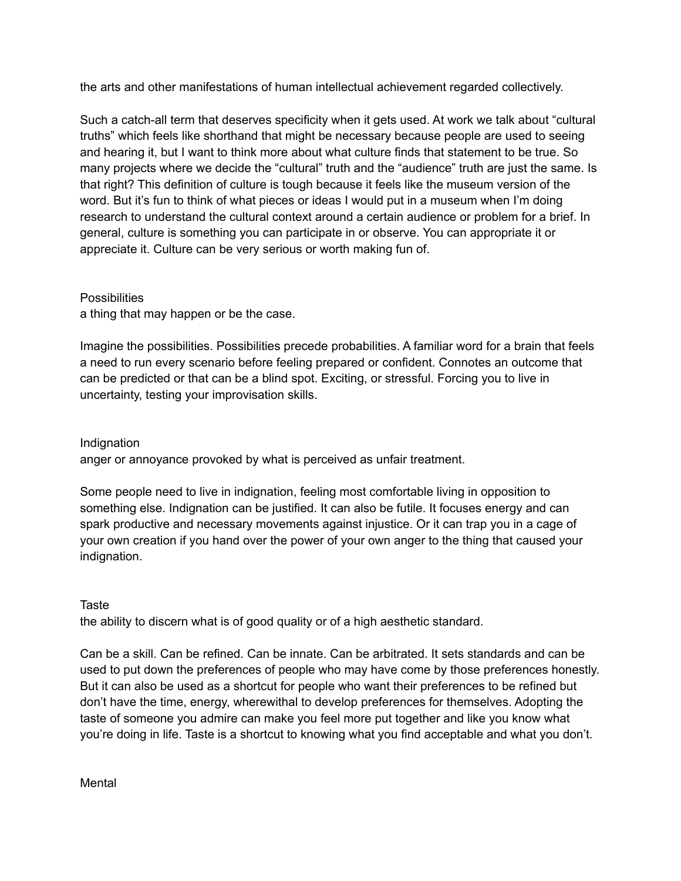the arts and other manifestations of human intellectual achievement regarded collectively.

Such a catch-all term that deserves specificity when it gets used. At work we talk about “cultural truths” which feels like shorthand that might be necessary because people are used to seeing and hearing it, but I want to think more about what culture finds that statement to be true. So many projects where we decide the “cultural” truth and the “audience” truth are just the same. Is that right? This definition of culture is tough because it feels like the museum version of the word. But it’s fun to think of what pieces or ideas I would put in a museum when I’m doing research to understand the cultural context around a certain audience or problem for a brief. In general, culture is something you can participate in or observe. You can appropriate it or appreciate it. Culture can be very serious or worth making fun of.

Possibilities

a thing that may happen or be the case.

Imagine the possibilities. Possibilities precede probabilities. A familiar word for a brain that feels a need to run every scenario before feeling prepared or confident. Connotes an outcome that can be predicted or that can be a blind spot. Exciting, or stressful. Forcing you to live in uncertainty, testing your improvisation skills.

Indignation

anger or annoyance provoked by what is perceived as unfair treatment.

Some people need to live in indignation, feeling most comfortable living in opposition to something else. Indignation can be justified. It can also be futile. It focuses energy and can spark productive and necessary movements against injustice. Or it can trap you in a cage of your own creation if you hand over the power of your own anger to the thing that caused your indignation.

Taste

the ability to discern what is of good quality or of a high aesthetic standard.

Can be a skill. Can be refined. Can be innate. Can be arbitrated. It sets standards and can be used to put down the preferences of people who may have come by those preferences honestly. But it can also be used as a shortcut for people who want their preferences to be refined but don’t have the time, energy, wherewithal to develop preferences for themselves. Adopting the taste of someone you admire can make you feel more put together and like you know what you’re doing in life. Taste is a shortcut to knowing what you find acceptable and what you don’t.

Mental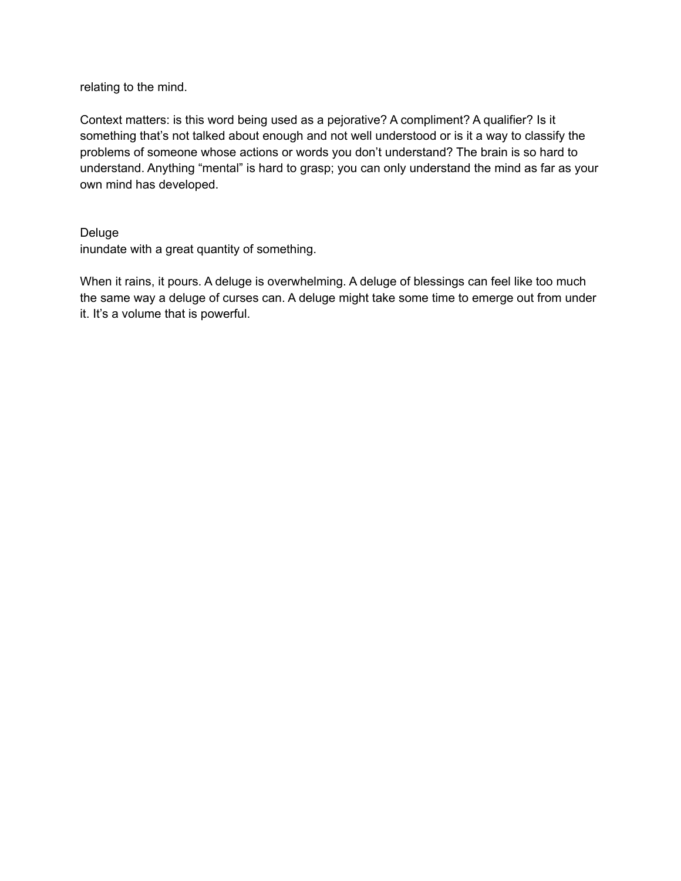relating to the mind.

Context matters: is this word being used as a pejorative? A compliment? A qualifier? Is it something that's not talked about enough and not well understood or is it a way to classify the problems of someone whose actions or words you don't understand? The brain is so hard to understand. Anything "mental" is hard to grasp; you can only understand the mind as far as your own mind has developed.

Deluge
inundate with a great quantity of something.

When it rains, it pours. A deluge is overwhelming. A deluge of blessings can feel like too much the same way a deluge of curses can. A deluge might take some time to emerge out from under it. It's a volume that is powerful.